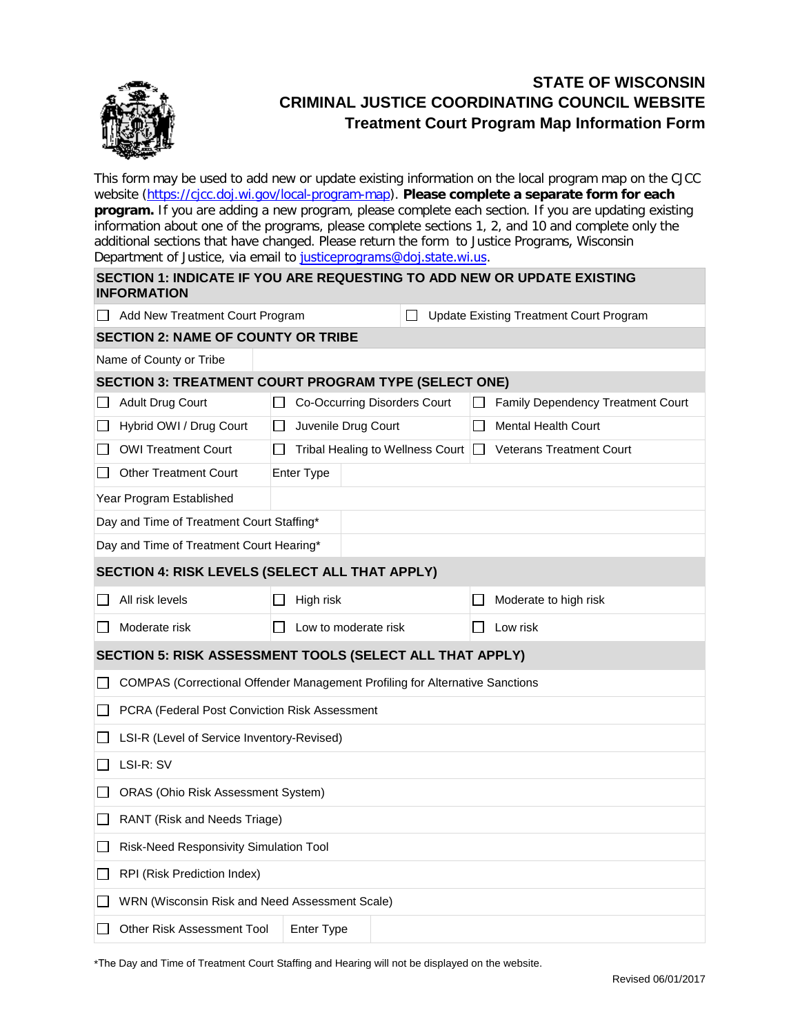# STATE OF WISCONSIN
# CRIMINAL JUSTICE COORDINATING COUNCIL WEBSITE
## Treatment Court Program Map Information Form

This form may be used to add new or update existing information on the local program map on the CJCC website (https://cjcc.doj.wi.gov/local-program-map). **Please complete a separate form for each program.** If you are adding a new program, please complete each section. If you are updating existing information about one of the programs, please complete sections 1, 2, and 10 and complete only the additional sections that have changed. Please return the form to Justice Programs, Wisconsin Department of Justice, via email to justiceprograms@doj.state.wi.us.

| **SECTION 1: INDICATE IF YOU ARE REQUESTING TO ADD NEW OR UPDATE EXISTING INFORMATION** | |
|---|---|
| ☐ Add New Treatment Court Program | ☐ Update Existing Treatment Court Program |

| **SECTION 2: NAME OF COUNTY OR TRIBE** | |
|---|---|
| Name of County or Tribe | |

| **SECTION 3: TREATMENT COURT PROGRAM TYPE (SELECT ONE)** | | |
|---|---|---|
| ☐ Adult Drug Court | ☐ Co-Occurring Disorders Court | ☐ Family Dependency Treatment Court |
| ☐ Hybrid OWI / Drug Court | ☐ Juvenile Drug Court | ☐ Mental Health Court |
| ☐ OWI Treatment Court | ☐ Tribal Healing to Wellness Court | ☐ Veterans Treatment Court |
| ☐ Other Treatment Court | Enter Type | |
| Year Program Established | | |
| Day and Time of Treatment Court Staffing* | | |
| Day and Time of Treatment Court Hearing* | | |

| **SECTION 4: RISK LEVELS (SELECT ALL THAT APPLY)** | | |
|---|---|---|
| ☐ All risk levels | ☐ High risk | ☐ Moderate to high risk |
| ☐ Moderate risk | ☐ Low to moderate risk | ☐ Low risk |

| **SECTION 5: RISK ASSESSMENT TOOLS (SELECT ALL THAT APPLY)** | |
|---|---|
| ☐ COMPAS (Correctional Offender Management Profiling for Alternative Sanctions | |
| ☐ PCRA (Federal Post Conviction Risk Assessment | |
| ☐ LSI-R (Level of Service Inventory-Revised) | |
| ☐ LSI-R: SV | |
| ☐ ORAS (Ohio Risk Assessment System) | |
| ☐ RANT (Risk and Needs Triage) | |
| ☐ Risk-Need Responsivity Simulation Tool | |
| ☐ RPI (Risk Prediction Index) | |
| ☐ WRN (Wisconsin Risk and Need Assessment Scale) | |
| ☐ Other Risk Assessment Tool | Enter Type |

*The Day and Time of Treatment Court Staffing and Hearing will not be displayed on the website.

Revised 06/01/2017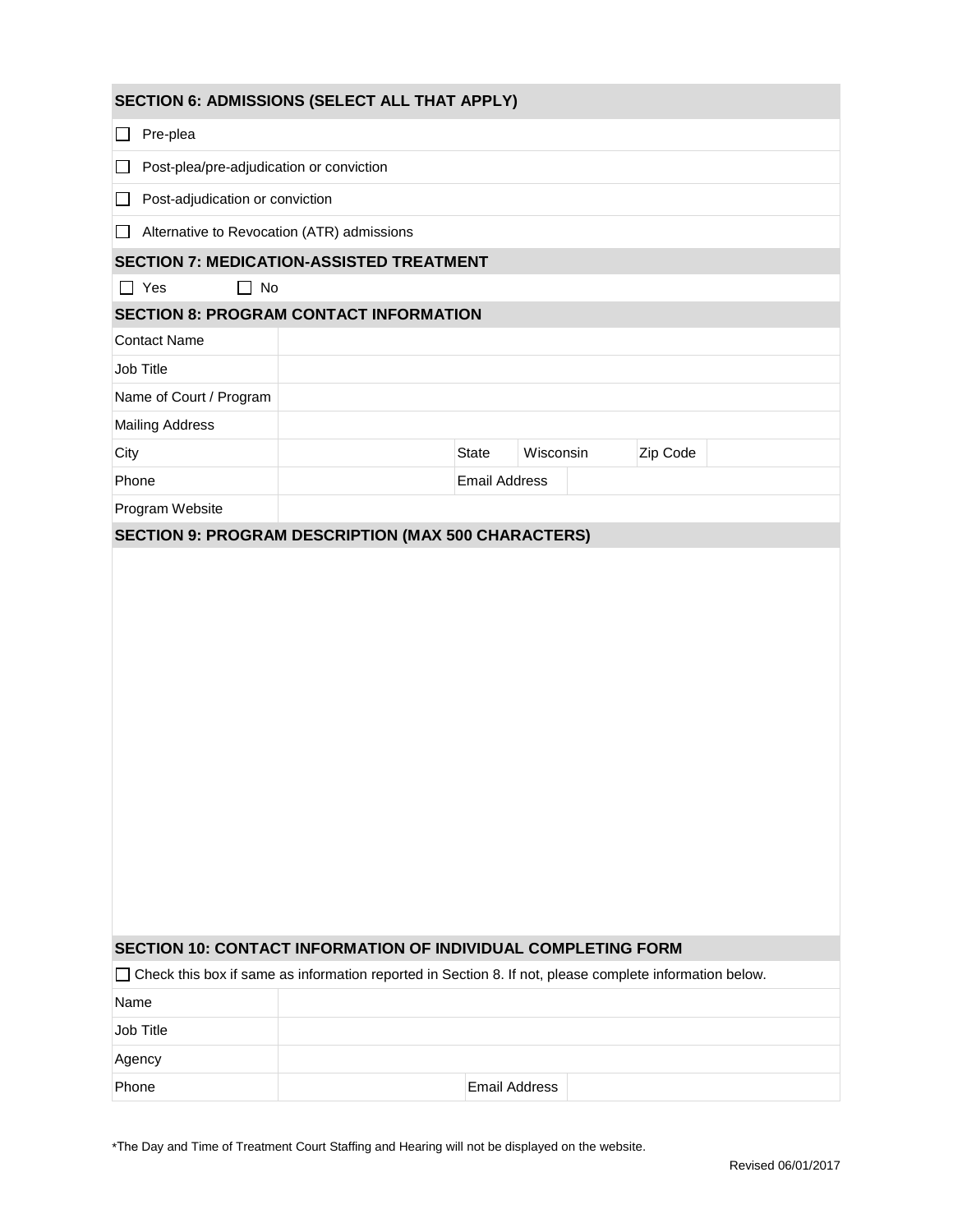## SECTION 6: ADMISSIONS (SELECT ALL THAT APPLY)

☐ Pre-plea

☐ Post-plea/pre-adjudication or conviction

☐ Post-adjudication or conviction

☐ Alternative to Revocation (ATR) admissions

## SECTION 7: MEDICATION-ASSISTED TREATMENT

☐ Yes ☐ No

## SECTION 8: PROGRAM CONTACT INFORMATION

| | | | | | |
|---|---|---|---|---|---|
| Contact Name | | | | | |
| Job Title | | | | | |
| Name of Court / Program | | | | | |
| Mailing Address | | | | | |
| City | | State | Wisconsin | Zip Code | |
| Phone | | Email Address | | | |
| Program Website | | | | | |

## SECTION 9: PROGRAM DESCRIPTION (MAX 500 CHARACTERS)

## SECTION 10: CONTACT INFORMATION OF INDIVIDUAL COMPLETING FORM

☐ Check this box if same as information reported in Section 8. If not, please complete information below.

| | | | |
|---|---|---|---|
| Name | | | |
| Job Title | | | |
| Agency | | | |
| Phone | | Email Address | |

*The Day and Time of Treatment Court Staffing and Hearing will not be displayed on the website.

Revised 06/01/2017